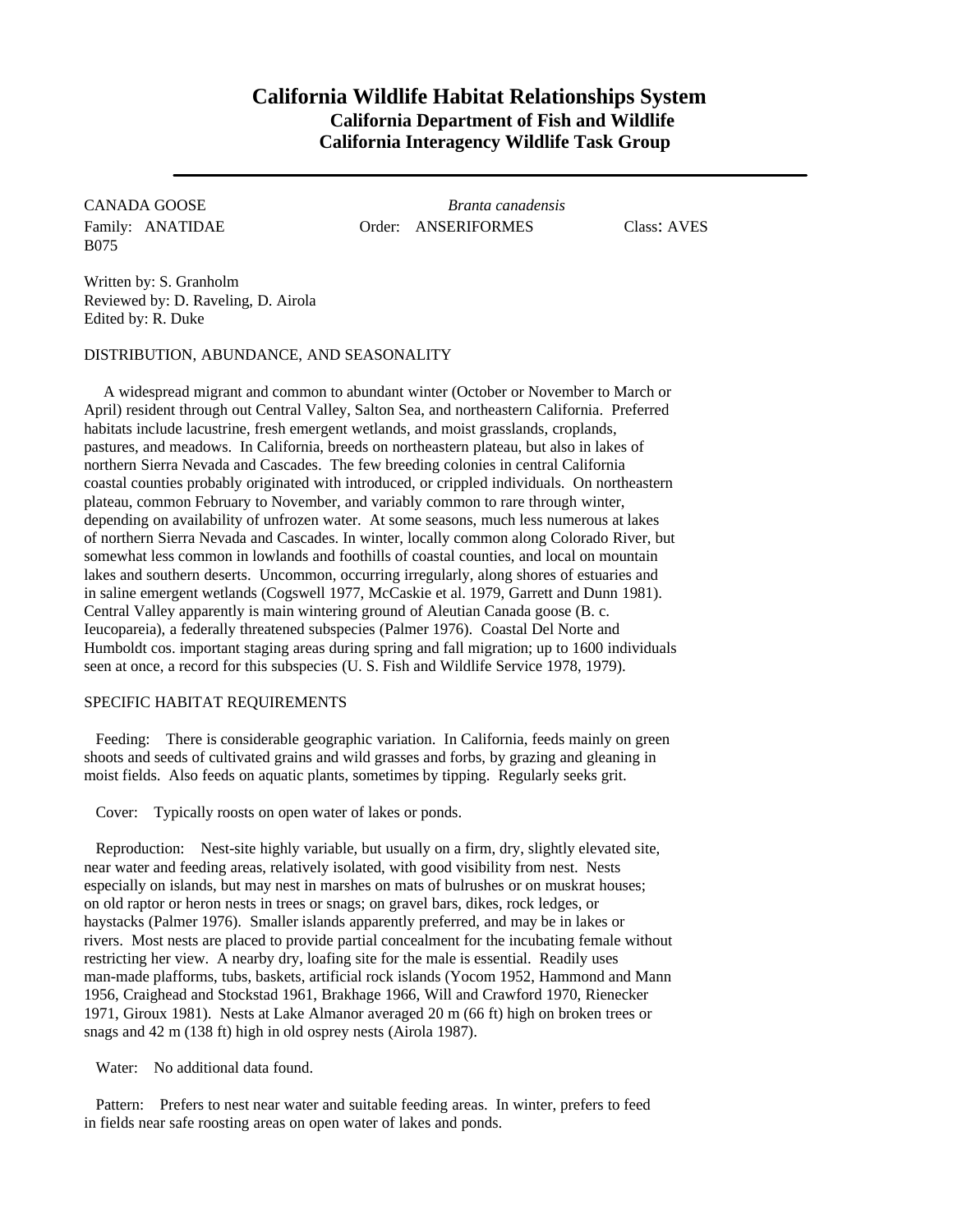# California Wildlife Habitat Relationships System

## California Department of Fish and Wildlife
## California Interagency Wildlife Task Group

---

CANADA GOOSE *Branta canadensis*
Family: ANATIDAE Order: ANSERIFORMES Class: AVES
B075

Written by: S. Granholm
Reviewed by: D. Raveling, D. Airola
Edited by: R. Duke

DISTRIBUTION, ABUNDANCE, AND SEASONALITY

A widespread migrant and common to abundant winter (October or November to March or April) resident through out Central Valley, Salton Sea, and northeastern California. Preferred habitats include lacustrine, fresh emergent wetlands, and moist grasslands, croplands, pastures, and meadows. In California, breeds on northeastern plateau, but also in lakes of northern Sierra Nevada and Cascades. The few breeding colonies in central California coastal counties probably originated with introduced, or crippled individuals. On northeastern plateau, common February to November, and variably common to rare through winter, depending on availability of unfrozen water. At some seasons, much less numerous at lakes of northern Sierra Nevada and Cascades. In winter, locally common along Colorado River, but somewhat less common in lowlands and foothills of coastal counties, and local on mountain lakes and southern deserts. Uncommon, occurring irregularly, along shores of estuaries and in saline emergent wetlands (Cogswell 1977, McCaskie et al. 1979, Garrett and Dunn 1981). Central Valley apparently is main wintering ground of Aleutian Canada goose (B. c. Ieucopareia), a federally threatened subspecies (Palmer 1976). Coastal Del Norte and Humboldt cos. important staging areas during spring and fall migration; up to 1600 individuals seen at once, a record for this subspecies (U. S. Fish and Wildlife Service 1978, 1979).

SPECIFIC HABITAT REQUIREMENTS

Feeding: There is considerable geographic variation. In California, feeds mainly on green shoots and seeds of cultivated grains and wild grasses and forbs, by grazing and gleaning in moist fields. Also feeds on aquatic plants, sometimes by tipping. Regularly seeks grit.

Cover: Typically roosts on open water of lakes or ponds.

Reproduction: Nest-site highly variable, but usually on a firm, dry, slightly elevated site, near water and feeding areas, relatively isolated, with good visibility from nest. Nests especially on islands, but may nest in marshes on mats of bulrushes or on muskrat houses; on old raptor or heron nests in trees or snags; on gravel bars, dikes, rock ledges, or haystacks (Palmer 1976). Smaller islands apparently preferred, and may be in lakes or rivers. Most nests are placed to provide partial concealment for the incubating female without restricting her view. A nearby dry, loafing site for the male is essential. Readily uses man-made plafforms, tubs, baskets, artificial rock islands (Yocom 1952, Hammond and Mann 1956, Craighead and Stockstad 1961, Brakhage 1966, Will and Crawford 1970, Rienecker 1971, Giroux 1981). Nests at Lake Almanor averaged 20 m (66 ft) high on broken trees or snags and 42 m (138 ft) high in old osprey nests (Airola 1987).

Water: No additional data found.

Pattern: Prefers to nest near water and suitable feeding areas. In winter, prefers to feed in fields near safe roosting areas on open water of lakes and ponds.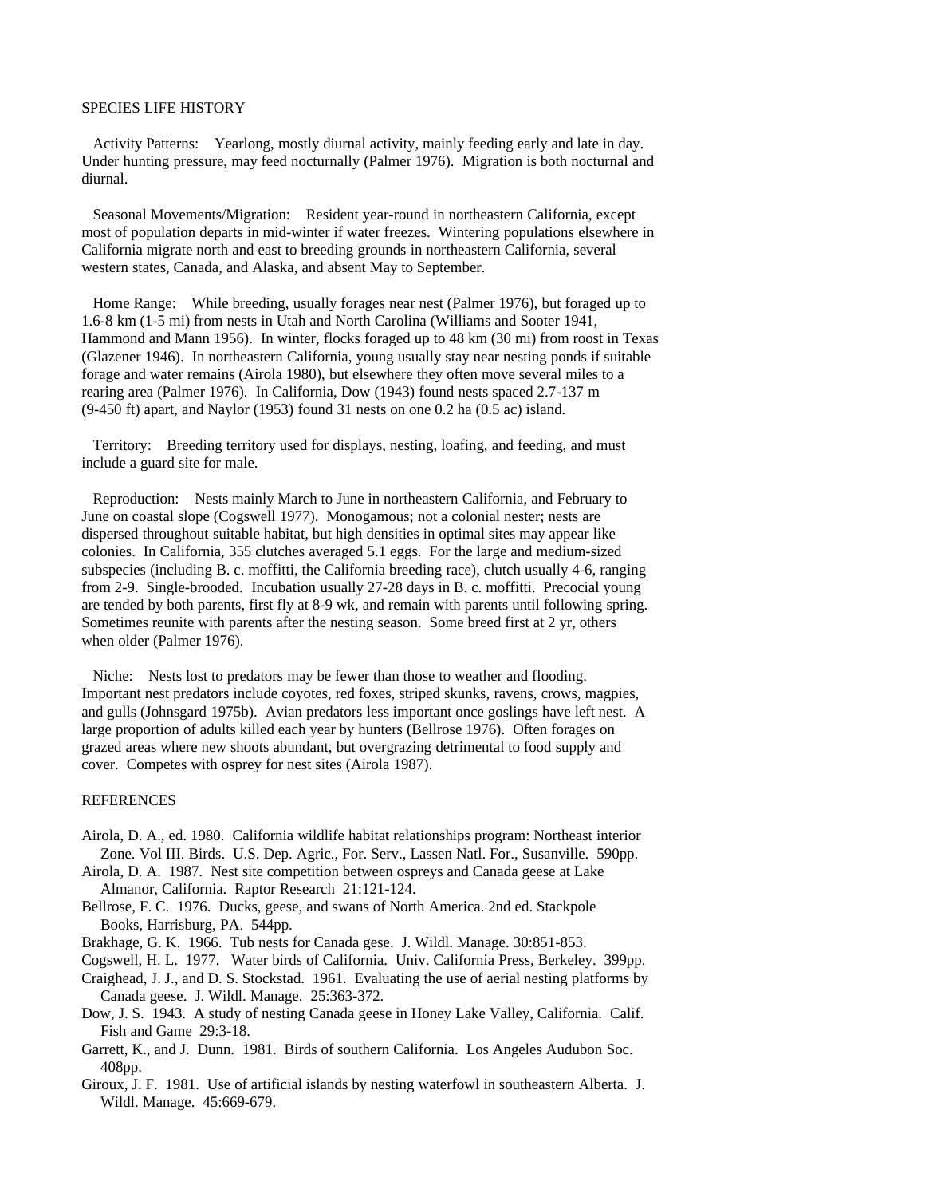## SPECIES LIFE HISTORY

Activity Patterns: Yearlong, mostly diurnal activity, mainly feeding early and late in day. Under hunting pressure, may feed nocturnally (Palmer 1976). Migration is both nocturnal and diurnal.

Seasonal Movements/Migration: Resident year-round in northeastern California, except most of population departs in mid-winter if water freezes. Wintering populations elsewhere in California migrate north and east to breeding grounds in northeastern California, several western states, Canada, and Alaska, and absent May to September.

Home Range: While breeding, usually forages near nest (Palmer 1976), but foraged up to 1.6-8 km (1-5 mi) from nests in Utah and North Carolina (Williams and Sooter 1941, Hammond and Mann 1956). In winter, flocks foraged up to 48 km (30 mi) from roost in Texas (Glazener 1946). In northeastern California, young usually stay near nesting ponds if suitable forage and water remains (Airola 1980), but elsewhere they often move several miles to a rearing area (Palmer 1976). In California, Dow (1943) found nests spaced 2.7-137 m (9-450 ft) apart, and Naylor (1953) found 31 nests on one 0.2 ha (0.5 ac) island.

Territory: Breeding territory used for displays, nesting, loafing, and feeding, and must include a guard site for male.

Reproduction: Nests mainly March to June in northeastern California, and February to June on coastal slope (Cogswell 1977). Monogamous; not a colonial nester; nests are dispersed throughout suitable habitat, but high densities in optimal sites may appear like colonies. In California, 355 clutches averaged 5.1 eggs. For the large and medium-sized subspecies (including B. c. moffitti, the California breeding race), clutch usually 4-6, ranging from 2-9. Single-brooded. Incubation usually 27-28 days in B. c. moffitti. Precocial young are tended by both parents, first fly at 8-9 wk, and remain with parents until following spring. Sometimes reunite with parents after the nesting season. Some breed first at 2 yr, others when older (Palmer 1976).

Niche: Nests lost to predators may be fewer than those to weather and flooding. Important nest predators include coyotes, red foxes, striped skunks, ravens, crows, magpies, and gulls (Johnsgard 1975b). Avian predators less important once goslings have left nest. A large proportion of adults killed each year by hunters (Bellrose 1976). Often forages on grazed areas where new shoots abundant, but overgrazing detrimental to food supply and cover. Competes with osprey for nest sites (Airola 1987).

## REFERENCES

Airola, D. A., ed. 1980. California wildlife habitat relationships program: Northeast interior Zone. Vol III. Birds. U.S. Dep. Agric., For. Serv., Lassen Natl. For., Susanville. 590pp.

Airola, D. A. 1987. Nest site competition between ospreys and Canada geese at Lake Almanor, California. Raptor Research 21:121-124.

Bellrose, F. C. 1976. Ducks, geese, and swans of North America. 2nd ed. Stackpole Books, Harrisburg, PA. 544pp.

Brakhage, G. K. 1966. Tub nests for Canada gese. J. Wildl. Manage. 30:851-853.

Cogswell, H. L. 1977. Water birds of California. Univ. California Press, Berkeley. 399pp.

Craighead, J. J., and D. S. Stockstad. 1961. Evaluating the use of aerial nesting platforms by Canada geese. J. Wildl. Manage. 25:363-372.

Dow, J. S. 1943. A study of nesting Canada geese in Honey Lake Valley, California. Calif. Fish and Game 29:3-18.

Garrett, K., and J. Dunn. 1981. Birds of southern California. Los Angeles Audubon Soc. 408pp.

Giroux, J. F. 1981. Use of artificial islands by nesting waterfowl in southeastern Alberta. J. Wildl. Manage. 45:669-679.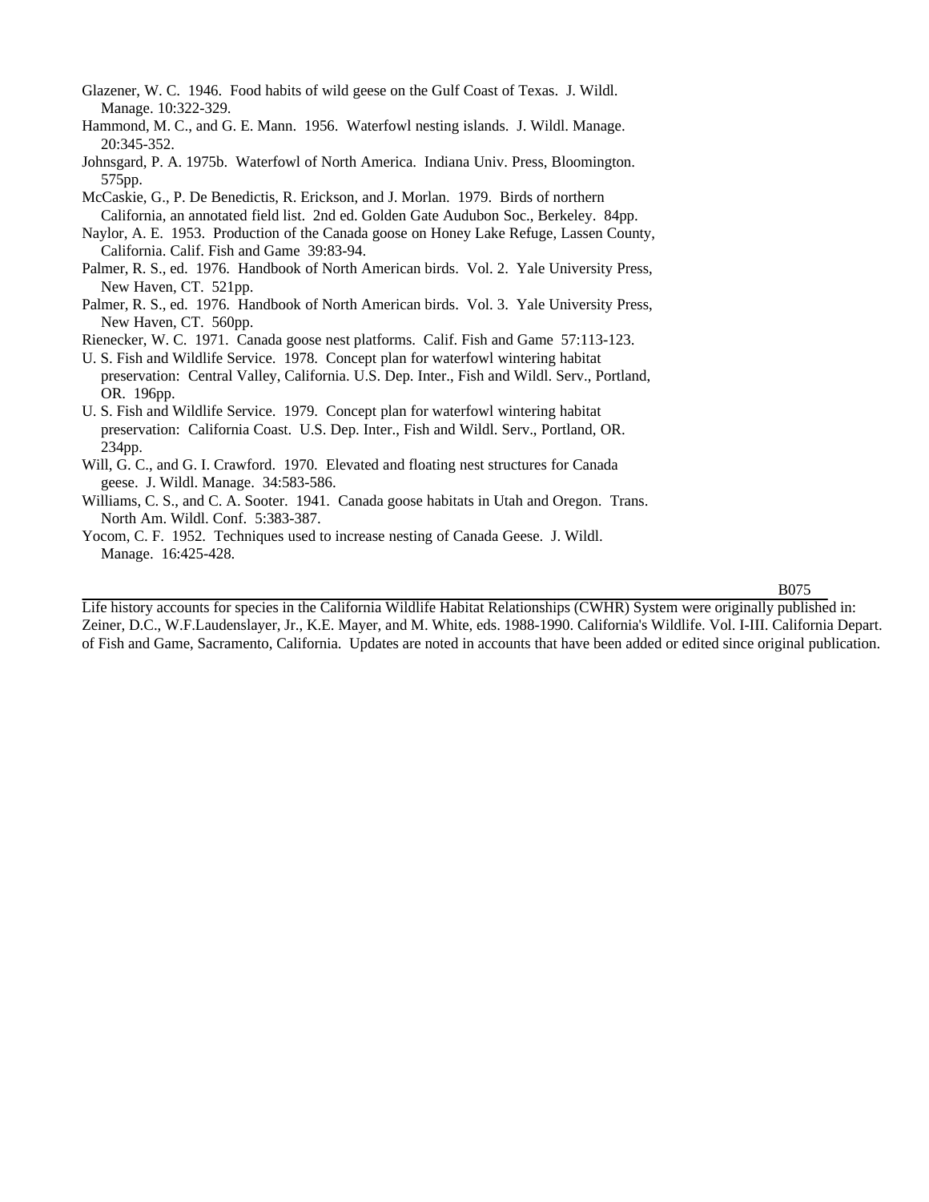Glazener, W. C. 1946. Food habits of wild geese on the Gulf Coast of Texas. J. Wildl. Manage. 10:322-329.

Hammond, M. C., and G. E. Mann. 1956. Waterfowl nesting islands. J. Wildl. Manage. 20:345-352.

Johnsgard, P. A. 1975b. Waterfowl of North America. Indiana Univ. Press, Bloomington. 575pp.

McCaskie, G., P. De Benedictis, R. Erickson, and J. Morlan. 1979. Birds of northern California, an annotated field list. 2nd ed. Golden Gate Audubon Soc., Berkeley. 84pp.

Naylor, A. E. 1953. Production of the Canada goose on Honey Lake Refuge, Lassen County, California. Calif. Fish and Game 39:83-94.

Palmer, R. S., ed. 1976. Handbook of North American birds. Vol. 2. Yale University Press, New Haven, CT. 521pp.

Palmer, R. S., ed. 1976. Handbook of North American birds. Vol. 3. Yale University Press, New Haven, CT. 560pp.

Rienecker, W. C. 1971. Canada goose nest platforms. Calif. Fish and Game 57:113-123.

U. S. Fish and Wildlife Service. 1978. Concept plan for waterfowl wintering habitat preservation: Central Valley, California. U.S. Dep. Inter., Fish and Wildl. Serv., Portland, OR. 196pp.

U. S. Fish and Wildlife Service. 1979. Concept plan for waterfowl wintering habitat preservation: California Coast. U.S. Dep. Inter., Fish and Wildl. Serv., Portland, OR. 234pp.

Will, G. C., and G. I. Crawford. 1970. Elevated and floating nest structures for Canada geese. J. Wildl. Manage. 34:583-586.

Williams, C. S., and C. A. Sooter. 1941. Canada goose habitats in Utah and Oregon. Trans. North Am. Wildl. Conf. 5:383-387.

Yocom, C. F. 1952. Techniques used to increase nesting of Canada Geese. J. Wildl. Manage. 16:425-428.

B075

Life history accounts for species in the California Wildlife Habitat Relationships (CWHR) System were originally published in: Zeiner, D.C., W.F.Laudenslayer, Jr., K.E. Mayer, and M. White, eds. 1988-1990. California's Wildlife. Vol. I-III. California Depart. of Fish and Game, Sacramento, California. Updates are noted in accounts that have been added or edited since original publication.